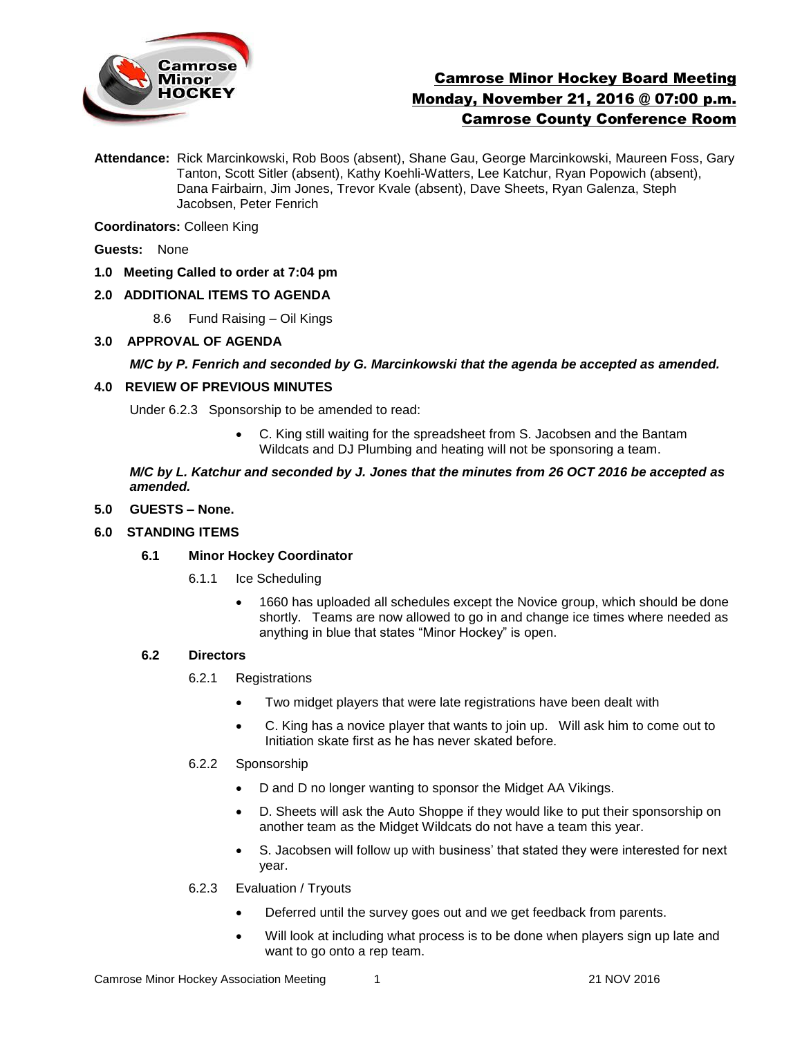# Camrose Minor Hockey Board Meeting
## Monday, November 21, 2016 @ 07:00 p.m.
## Camrose County Conference Room

**Attendance:** Rick Marcinkowski, Rob Boos (absent), Shane Gau, George Marcinkowski, Maureen Foss, Gary Tanton, Scott Sitler (absent), Kathy Koehli-Watters, Lee Katchur, Ryan Popowich (absent), Dana Fairbairn, Jim Jones, Trevor Kvale (absent), Dave Sheets, Ryan Galenza, Steph Jacobsen, Peter Fenrich

**Coordinators:** Colleen King

**Guests:** None

**1.0 Meeting Called to order at 7:04 pm**

**2.0 ADDITIONAL ITEMS TO AGENDA**

8.6 Fund Raising – Oil Kings

**3.0 APPROVAL OF AGENDA**

***M/C by P. Fenrich and seconded by G. Marcinkowski that the agenda be accepted as amended.***

**4.0 REVIEW OF PREVIOUS MINUTES**

Under 6.2.3 Sponsorship to be amended to read:

- C. King still waiting for the spreadsheet from S. Jacobsen and the Bantam Wildcats and DJ Plumbing and heating will not be sponsoring a team.

***M/C by L. Katchur and seconded by J. Jones that the minutes from 26 OCT 2016 be accepted as amended.***

**5.0 GUESTS – None.**

**6.0 STANDING ITEMS**

**6.1 Minor Hockey Coordinator**

6.1.1 Ice Scheduling

- 1660 has uploaded all schedules except the Novice group, which should be done shortly. Teams are now allowed to go in and change ice times where needed as anything in blue that states "Minor Hockey" is open.

**6.2 Directors**

6.2.1 Registrations

- Two midget players that were late registrations have been dealt with
- C. King has a novice player that wants to join up. Will ask him to come out to Initiation skate first as he has never skated before.

6.2.2 Sponsorship

- D and D no longer wanting to sponsor the Midget AA Vikings.
- D. Sheets will ask the Auto Shoppe if they would like to put their sponsorship on another team as the Midget Wildcats do not have a team this year.
- S. Jacobsen will follow up with business' that stated they were interested for next year.

6.2.3 Evaluation / Tryouts

- Deferred until the survey goes out and we get feedback from parents.
- Will look at including what process is to be done when players sign up late and want to go onto a rep team.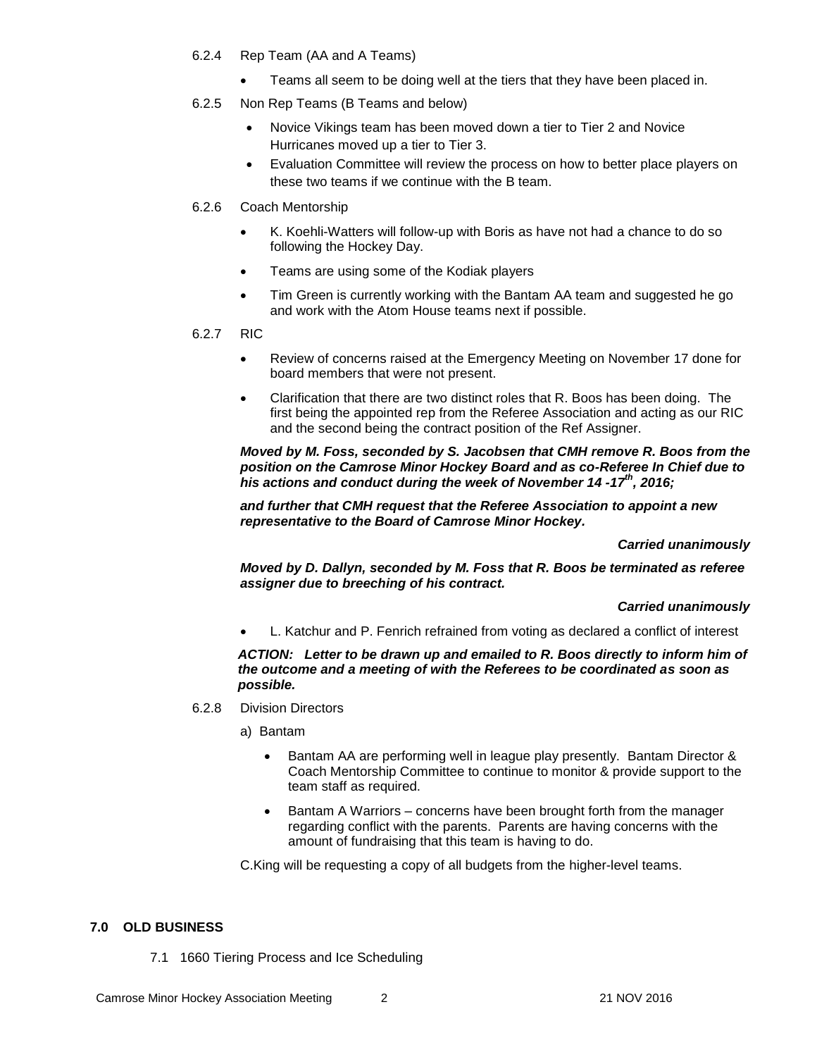6.2.4 Rep Team (AA and A Teams)

- Teams all seem to be doing well at the tiers that they have been placed in.

6.2.5 Non Rep Teams (B Teams and below)

- Novice Vikings team has been moved down a tier to Tier 2 and Novice Hurricanes moved up a tier to Tier 3.
- Evaluation Committee will review the process on how to better place players on these two teams if we continue with the B team.

6.2.6 Coach Mentorship

- K. Koehli-Watters will follow-up with Boris as have not had a chance to do so following the Hockey Day.
- Teams are using some of the Kodiak players
- Tim Green is currently working with the Bantam AA team and suggested he go and work with the Atom House teams next if possible.

6.2.7 RIC

- Review of concerns raised at the Emergency Meeting on November 17 done for board members that were not present.
- Clarification that there are two distinct roles that R. Boos has been doing. The first being the appointed rep from the Referee Association and acting as our RIC and the second being the contract position of the Ref Assigner.

***Moved by M. Foss, seconded by S. Jacobsen that CMH remove R. Boos from the position on the Camrose Minor Hockey Board and as co-Referee In Chief due to his actions and conduct during the week of November 14 -17th, 2016;***

***and further that CMH request that the Referee Association to appoint a new representative to the Board of Camrose Minor Hockey.***

***Carried unanimously***

***Moved by D. Dallyn, seconded by M. Foss that R. Boos be terminated as referee assigner due to breeching of his contract.***

***Carried unanimously***

- L. Katchur and P. Fenrich refrained from voting as declared a conflict of interest

***ACTION: Letter to be drawn up and emailed to R. Boos directly to inform him of the outcome and a meeting of with the Referees to be coordinated as soon as possible.***

6.2.8 Division Directors

a) Bantam

- Bantam AA are performing well in league play presently. Bantam Director & Coach Mentorship Committee to continue to monitor & provide support to the team staff as required.
- Bantam A Warriors – concerns have been brought forth from the manager regarding conflict with the parents. Parents are having concerns with the amount of fundraising that this team is having to do.

C.King will be requesting a copy of all budgets from the higher-level teams.

## 7.0 OLD BUSINESS

7.1 1660 Tiering Process and Ice Scheduling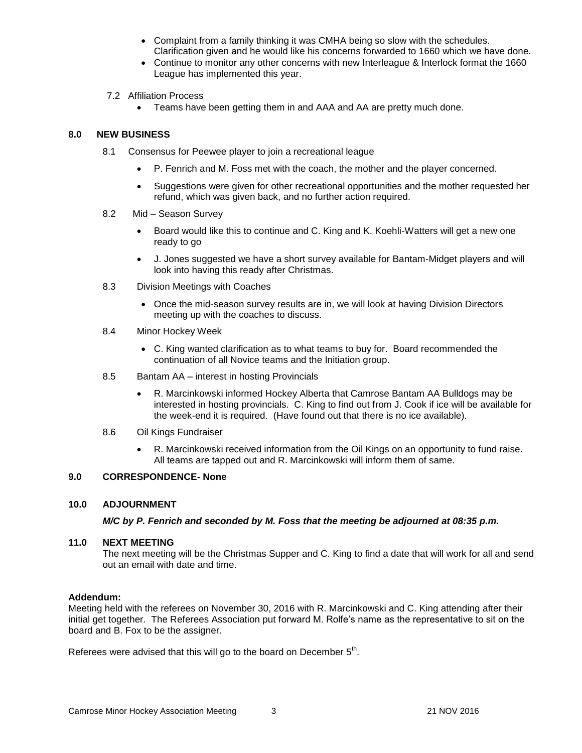- Complaint from a family thinking it was CMHA being so slow with the schedules. Clarification given and he would like his concerns forwarded to 1660 which we have done.
- Continue to monitor any other concerns with new Interleague & Interlock format the 1660 League has implemented this year.

7.2 Affiliation Process

- Teams have been getting them in and AAA and AA are pretty much done.

## 8.0 NEW BUSINESS

8.1 Consensus for Peewee player to join a recreational league

- P. Fenrich and M. Foss met with the coach, the mother and the player concerned.
- Suggestions were given for other recreational opportunities and the mother requested her refund, which was given back, and no further action required.

8.2 Mid – Season Survey

- Board would like this to continue and C. King and K. Koehli-Watters will get a new one ready to go
- J. Jones suggested we have a short survey available for Bantam-Midget players and will look into having this ready after Christmas.

8.3 Division Meetings with Coaches

- Once the mid-season survey results are in, we will look at having Division Directors meeting up with the coaches to discuss.

8.4 Minor Hockey Week

- C. King wanted clarification as to what teams to buy for. Board recommended the continuation of all Novice teams and the Initiation group.

8.5 Bantam AA – interest in hosting Provincials

- R. Marcinkowski informed Hockey Alberta that Camrose Bantam AA Bulldogs may be interested in hosting provincials. C. King to find out from J. Cook if ice will be available for the week-end it is required. (Have found out that there is no ice available).

8.6 Oil Kings Fundraiser

- R. Marcinkowski received information from the Oil Kings on an opportunity to fund raise. All teams are tapped out and R. Marcinkowski will inform them of same.

## 9.0 CORRESPONDENCE- None

## 10.0 ADJOURNMENT

***M/C by P. Fenrich and seconded by M. Foss that the meeting be adjourned at 08:35 p.m.***

## 11.0 NEXT MEETING

The next meeting will be the Christmas Supper and C. King to find a date that will work for all and send out an email with date and time.

**Addendum:**

Meeting held with the referees on November 30, 2016 with R. Marcinkowski and C. King attending after their initial get together. The Referees Association put forward M. Rolfe's name as the representative to sit on the board and B. Fox to be the assigner.

Referees were advised that this will go to the board on December 5th.